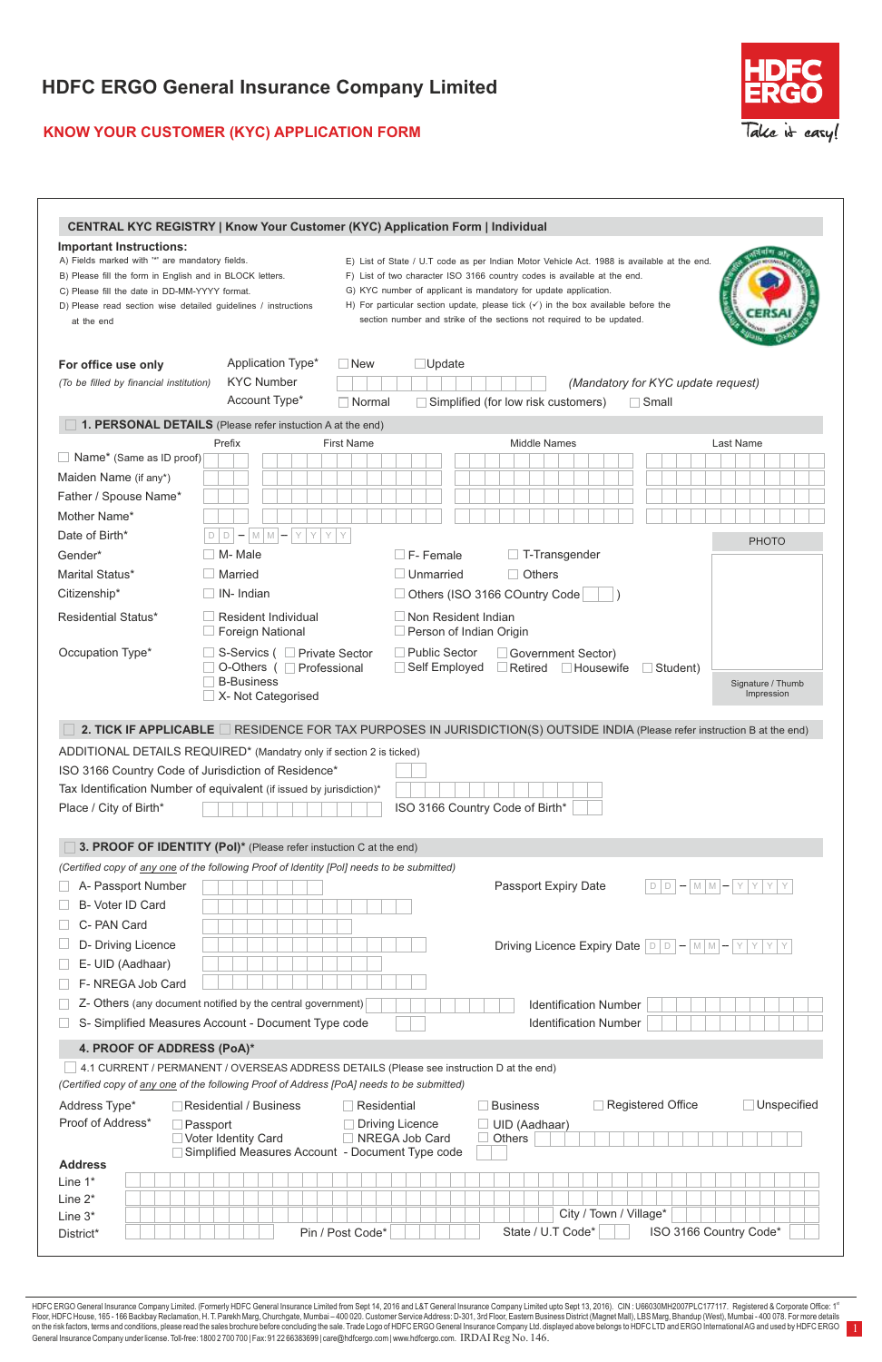# HDFC ERGO General Insurance Company Limited

## KNOW YOUR CUSTOMER (KYC) APPLICATION FORM

### CENTRAL KYC REGISTRY | Know Your Customer (KYC) Application Form | Individual

**Important Instructions:**

A) Fields marked with '*' are mandatory fields.
B) Please fill the form in English and in BLOCK letters.
C) Please fill the date in DD-MM-YYYY format.
D) Please read section wise detailed guidelines / instructions at the end
E) List of State / U.T code as per Indian Motor Vehicle Act. 1988 is available at the end.
F) List of two character ISO 3166 country codes is available at the end.
G) KYC number of applicant is mandatory for update application.
H) For particular section update, please tick (✓) in the box available before the section number and strike of the sections not required to be updated.

**For office use only**
*(To be filled by financial institution)*

Application Type* ☐ New ☐ Update
KYC Number ______ *(Mandatory for KYC update request)*
Account Type* ☐ Normal ☐ Simplified (for low risk customers) ☐ Small

### ☐ 1. PERSONAL DETAILS (Please refer instuction A at the end)

| | Prefix | First Name | Middle Names | Last Name |
|---|---|---|---|---|
| ☐ Name* (Same as ID proof) | | | | |
| Maiden Name (if any*) | | | | |
| Father / Spouse Name* | | | | |
| Mother Name* | | | | |

Date of Birth* D D – M M – Y Y Y Y

PHOTO

Gender* ☐ M- Male ☐ F- Female ☐ T-Transgender

Marital Status* ☐ Married ☐ Unmarried ☐ Others

Citizenship* ☐ IN- Indian ☐ Others (ISO 3166 COuntry Code ___ )

Residential Status* ☐ Resident Individual ☐ Non Resident Indian ☐ Foreign National ☐ Person of Indian Origin

Occupation Type* ☐ S-Services ( ☐ Private Sector ☐ Public Sector ☐ Government Sector) ☐ O-Others ( ☐ Professional ☐ Self Employed ☐ Retired ☐ Housewife ☐ Student) ☐ B-Business ☐ X- Not Categorised

Signature / Thumb Impression

### ☐ 2. TICK IF APPLICABLE ☐ RESIDENCE FOR TAX PURPOSES IN JURISDICTION(S) OUTSIDE INDIA (Please refer instruction B at the end)

ADDITIONAL DETAILS REQUIRED* (Mandatory only if section 2 is ticked)
ISO 3166 Country Code of Jurisdiction of Residence* ______
Tax Identification Number of equivalent (if issued by jurisdiction)* ______
Place / City of Birth* ______ ISO 3166 Country Code of Birth* ______

### ☐ 3. PROOF OF IDENTITY (PoI)* (Please refer instuction C at the end)

*(Certified copy of any one of the following Proof of Identity [PoI] needs to be submitted)*

☐ A- Passport Number ______ Passport Expiry Date D D – M M – Y Y Y Y
☐ B- Voter ID Card ______
☐ C- PAN Card ______
☐ D- Driving Licence ______ Driving Licence Expiry Date D D – M M – Y Y Y Y
☐ E- UID (Aadhaar) ______
☐ F- NREGA Job Card ______
☐ Z- Others (any document notified by the central government) ______ Identification Number ______
☐ S- Simplified Measures Account - Document Type code ______ Identification Number ______

### 4. PROOF OF ADDRESS (PoA)*

☐ 4.1 CURRENT / PERMANENT / OVERSEAS ADDRESS DETAILS (Please see instruction D at the end)

*(Certified copy of any one of the following Proof of Address [PoA] needs to be submitted)*

Address Type* ☐ Residential / Business ☐ Residential ☐ Business ☐ Registered Office ☐ Unspecified

Proof of Address* ☐ Passport ☐ Driving Licence ☐ UID (Aadhaar) ☐ Voter Identity Card ☐ NREGA Job Card ☐ Others ______ ☐ Simplified Measures Account - Document Type code ______

**Address**
Line 1* ______
Line 2* ______
Line 3* ______ City / Town / Village* ______
District* ______ Pin / Post Code* ______ State / U.T Code* ______ ISO 3166 Country Code* ______

HDFC ERGO General Insurance Company Limited. (Formerly HDFC General Insurance Limited from Sept 14, 2016 and L&T General Insurance Company Limited upto Sept 13, 2016). CIN : U66030MH2007PLC177117. Registered & Corporate Office: 1st Floor, HDFC House, 165 - 166 Backbay Reclamation, H. T. Parekh Marg, Churchgate, Mumbai – 400 020. Customer Service Address: D-301, 3rd Floor, Eastern Business District (Magnet Mall), LBS Marg, Bhandup (West), Mumbai - 400 078. For more details on the risk factors, terms and conditions, please read the sales brochure before concluding the sale. Trade Logo of HDFC ERGO General Insurance Company Ltd. displayed above belongs to HDFC LTD and ERGO International AG and used by HDFC ERGO General Insurance Company under license. Toll-free: 1800 2 700 700 | Fax: 91 22 66383699 | care@hdfcergo.com | www.hdfcergo.com. IRDAI Reg No. 146.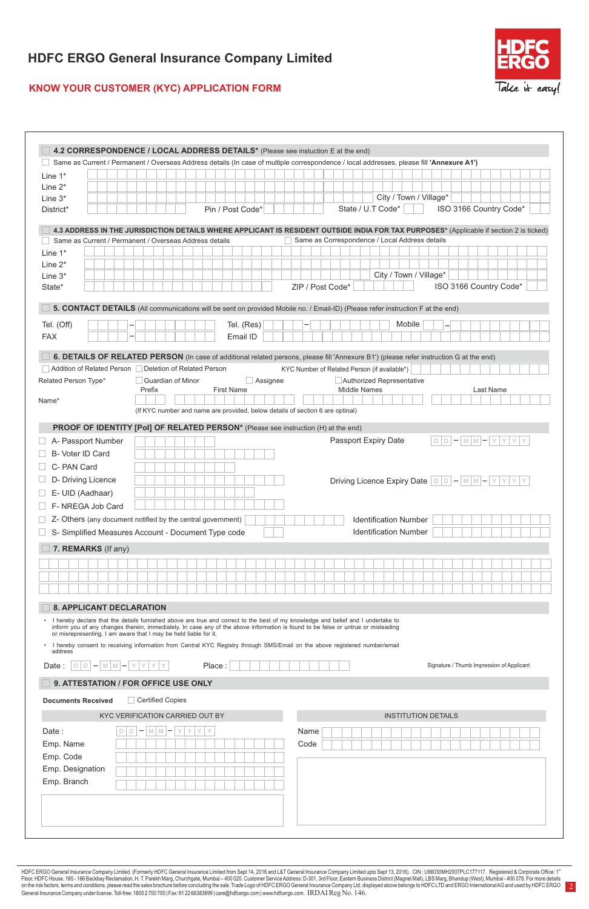# HDFC ERGO General Insurance Company Limited

## KNOW YOUR CUSTOMER (KYC) APPLICATION FORM

### 4.2 CORRESPONDENCE / LOCAL ADDRESS DETAILS* (Please see instruction E at the end)

☐ Same as Current / Permanent / Overseas Address details (In case of multiple correspondence / local addresses, please fill **'Annexure A1'**)

Line 1*

Line 2*

Line 3* City / Town / Village*

District* Pin / Post Code* State / U.T Code* ISO 3166 Country Code*

### 4.3 ADDRESS IN THE JURISDICTION DETAILS WHERE APPLICANT IS RESIDENT OUTSIDE INDIA FOR TAX PURPOSES* (Applicable if section 2 is ticked)

☐ Same as Current / Permanent / Overseas Address details ☐ Same as Correspondence / Local Address details

Line 1*

Line 2*

Line 3* City / Town / Village*

State* ZIP / Post Code* ISO 3166 Country Code*

### 5. CONTACT DETAILS (All communications will be sent on provided Mobile no. / Email-ID) (Please refer instruction F at the end)

Tel. (Off) – Tel. (Res) – Mobile –

FAX – Email ID

### 6. DETAILS OF RELATED PERSON (In case of additional related persons, please fill 'Annexure B1') (please refer instruction G at the end)

☐ Addition of Related Person ☐ Deletion of Related Person KYC Number of Related Person (if available*)

Related Person Type* ☐ Guardian of Minor ☐ Assignee ☐ Authorized Representative

Name* Prefix | First Name | Middle Names | Last Name

(If KYC number and name are provided, below details of section 6 are optinal)

### PROOF OF IDENTITY [PoI] OF RELATED PERSON* (Please see instruction (H) at the end)

☐ A- Passport Number Passport Expiry Date D D – M M – Y Y Y Y

☐ B- Voter ID Card

☐ C- PAN Card

☐ D- Driving Licence Driving Licence Expiry Date D D – M M – Y Y Y Y

☐ E- UID (Aadhaar)

☐ F- NREGA Job Card

☐ Z- Others (any document notified by the central government) Identification Number

☐ S- Simplified Measures Account - Document Type code Identification Number

### 7. REMARKS (If any)

### 8. APPLICANT DECLARATION

- I hereby declare that the details furnished above are true and correct to the best of my knowledge and belief and I undertake to inform you of any changes therein, immediately. In case any of the above information is found to be false or untrue or misleading or misrepresenting, I am aware that I may be held liable for it.
- I hereby consent to receiving information from Central KYC Registry through SMS/Email on the above registered number/email address

Date : D D – M M – Y Y Y Y Place :

Signature / Thumb Impression of Applicant

### 9. ATTESTATION / FOR OFFICE USE ONLY

**Documents Received** ☐ Certified Copies

| KYC VERIFICATION CARRIED OUT BY | INSTITUTION DETAILS |
|---|---|
| Date : D D – M M – Y Y Y Y | Name |
| Emp. Name | Code |
| Emp. Code | |
| Emp. Designation | |
| Emp. Branch | |

HDFC ERGO General Insurance Company Limited. (Formerly HDFC General Insurance Limited from Sept 14, 2016 and L&T General Insurance Company Limited upto Sept 13, 2016). CIN : U66030MH2007PLC177117. Registered & Corporate Office: 1st Floor, HDFC House, 165 - 166 Backbay Reclamation, H. T. Parekh Marg, Churchgate, Mumbai – 400 020. Customer Service Address: D-301, 3rd Floor, Eastern Business District (Magnet Mall), LBS Marg, Bhandup (West), Mumbai - 400 078. For more details on the risk factors, terms and conditions, please read the sales brochure before concluding the sale. Trade Logo of HDFC ERGO General Insurance Company Ltd. displayed above belongs to HDFC LTD and ERGO International AG and used by HDFC ERGO General Insurance Company under license. Toll-free: 1800 2 700 700 | Fax: 91 22 66383699 | care@hdfcergo.com | www.hdfcergo.com. IRDAI Reg No. 146.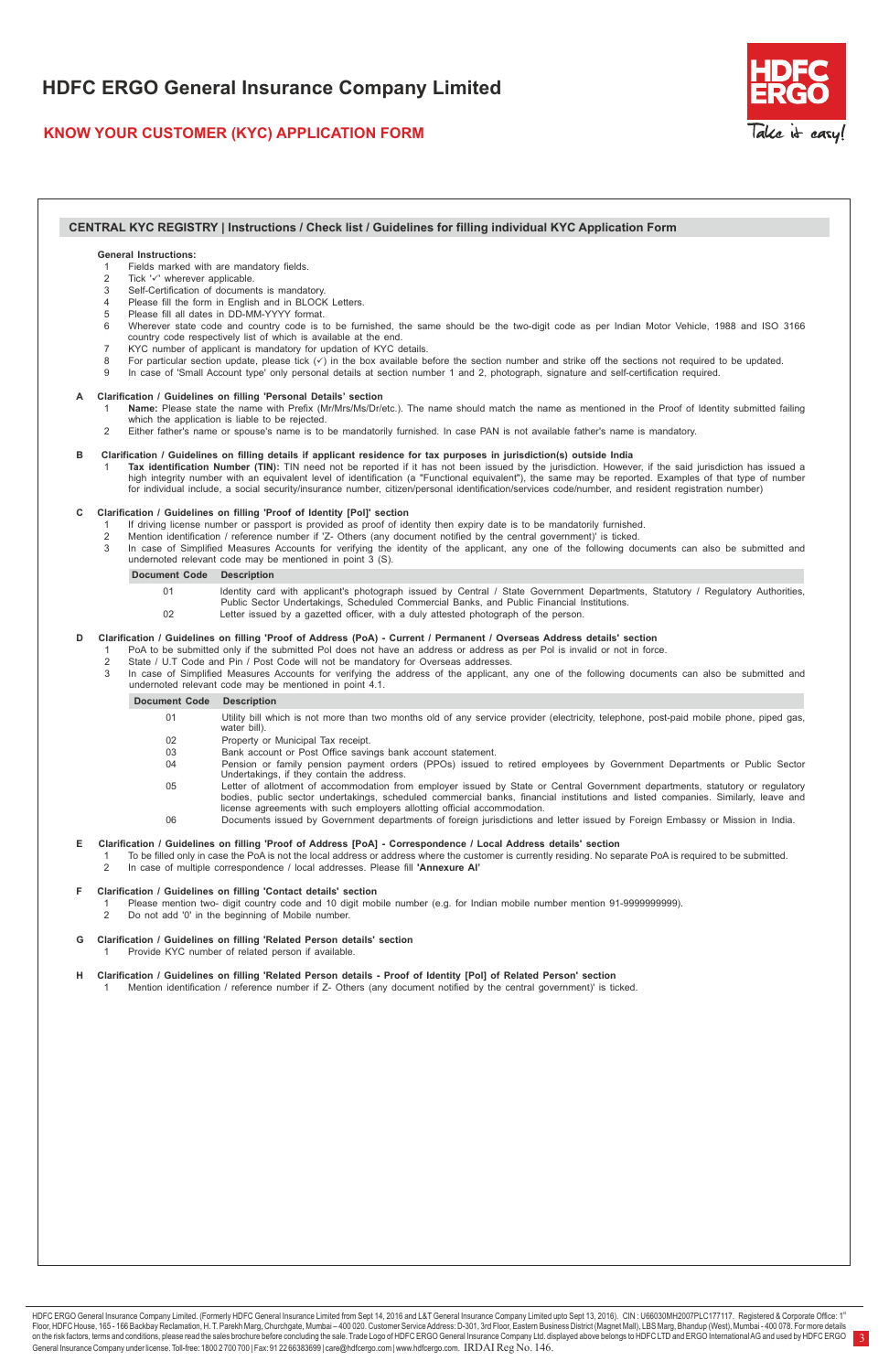# HDFC ERGO General Insurance Company Limited

## KNOW YOUR CUSTOMER (KYC) APPLICATION FORM

### CENTRAL KYC REGISTRY | Instructions / Check list / Guidelines for filling individual KYC Application Form

**General Instructions:**

1. Fields marked with are mandatory fields.
2. Tick '✓' wherever applicable.
3. Self-Certification of documents is mandatory.
4. Please fill the form in English and in BLOCK Letters.
5. Please fill all dates in DD-MM-YYYY format.
6. Wherever state code and country code is to be furnished, the same should be the two-digit code as per Indian Motor Vehicle, 1988 and ISO 3166 country code respectively list of which is available at the end.
7. KYC number of applicant is mandatory for updation of KYC details.
8. For particular section update, please tick (✓) in the box available before the section number and strike off the sections not required to be updated.
9. In case of 'Small Account type' only personal details at section number 1 and 2, photograph, signature and self-certification required.

**A Clarification / Guidelines on filling 'Personal Details' section**

1. **Name:** Please state the name with Prefix (Mr/Mrs/Ms/Dr/etc.). The name should match the name as mentioned in the Proof of Identity submitted failing which the application is liable to be rejected.
2. Either father's name or spouse's name is to be mandatorily furnished. In case PAN is not available father's name is mandatory.

**B Clarification / Guidelines on filling details if applicant residence for tax purposes in jurisdiction(s) outside India**

1. **Tax identification Number (TIN):** TIN need not be reported if it has not been issued by the jurisdiction. However, if the said jurisdiction has issued a high integrity number with an equivalent level of identification (a "Functional equivalent"), the same may be reported. Examples of that type of number for individual include, a social security/insurance number, citizen/personal identification/services code/number, and resident registration number)

**C Clarification / Guidelines on filling 'Proof of Identity [PoI]' section**

1. If driving license number or passport is provided as proof of identity then expiry date is to be mandatorily furnished.
2. Mention identification / reference number if 'Z- Others (any document notified by the central government)' is ticked.
3. In case of Simplified Measures Accounts for verifying the identity of the applicant, any one of the following documents can also be submitted and undernoted relevant code may be mentioned in point 3 (S).

| Document Code | Description |
|---|---|
| 01 | Identity card with applicant's photograph issued by Central / State Government Departments, Statutory / Regulatory Authorities, Public Sector Undertakings, Scheduled Commercial Banks, and Public Financial Institutions. |
| 02 | Letter issued by a gazetted officer, with a duly attested photograph of the person. |

**D Clarification / Guidelines on filling 'Proof of Address (PoA) - Current / Permanent / Overseas Address details' section**

1. PoA to be submitted only if the submitted PoI does not have an address or address as per PoI is invalid or not in force.
2. State / U.T Code and Pin / Post Code will not be mandatory for Overseas addresses.
3. In case of Simplified Measures Accounts for verifying the address of the applicant, any one of the following documents can also be submitted and undernoted relevant code may be mentioned in point 4.1.

| Document Code | Description |
|---|---|
| 01 | Utility bill which is not more than two months old of any service provider (electricity, telephone, post-paid mobile phone, piped gas, water bill). |
| 02 | Property or Municipal Tax receipt. |
| 03 | Bank account or Post Office savings bank account statement. |
| 04 | Pension or family pension payment orders (PPOs) issued to retired employees by Government Departments or Public Sector Undertakings, if they contain the address. |
| 05 | Letter of allotment of accommodation from employer issued by State or Central Government departments, statutory or regulatory bodies, public sector undertakings, scheduled commercial banks, financial institutions and listed companies. Similarly, leave and license agreements with such employers allotting official accommodation. |
| 06 | Documents issued by Government departments of foreign jurisdictions and letter issued by Foreign Embassy or Mission in India. |

**E Clarification / Guidelines on filling 'Proof of Address [PoA] - Correspondence / Local Address details' section**

1. To be filled only in case the PoA is not the local address or address where the customer is currently residing. No separate PoA is required to be submitted.
2. In case of multiple correspondence / local addresses. Please fill **'Annexure AI'**

**F Clarification / Guidelines on filling 'Contact details' section**

1. Please mention two- digit country code and 10 digit mobile number (e.g. for Indian mobile number mention 91-9999999999).
2. Do not add '0' in the beginning of Mobile number.

**G Clarification / Guidelines on filling 'Related Person details' section**

1. Provide KYC number of related person if available.

**H Clarification / Guidelines on filling 'Related Person details - Proof of Identity [PoI] of Related Person' section**

1. Mention identification / reference number if Z- Others (any document notified by the central government)' is ticked.

HDFC ERGO General Insurance Company Limited. (Formerly HDFC General Insurance Limited from Sept 14, 2016 and L&T General Insurance Company Limited upto Sept 13, 2016). CIN : U66030MH2007PLC177117. Registered & Corporate Office: 1st Floor, HDFC House, 165 - 166 Backbay Reclamation, H. T. Parekh Marg, Churchgate, Mumbai – 400 020. Customer Service Address: D-301, 3rd Floor, Eastern Business District (Magnet Mall), LBS Marg, Bhandup (West), Mumbai - 400 078. For more details on the risk factors, terms and conditions, please read the sales brochure before concluding the sale. Trade Logo of HDFC ERGO General Insurance Company Ltd. displayed above belongs to HDFC LTD and ERGO International AG and used by HDFC ERGO General Insurance Company under license. Toll-free: 1800 2 700 700 | Fax: 91 22 66383699 | care@hdfcergo.com | www.hdfcergo.com. IRDAI Reg No. 146.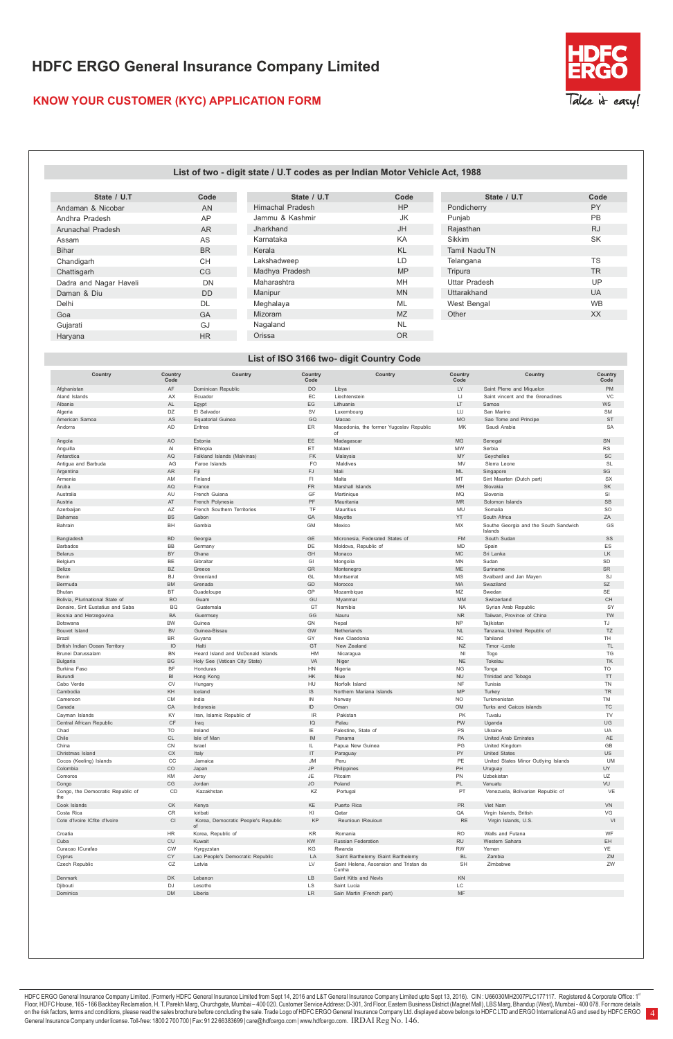# HDFC ERGO General Insurance Company Limited

## KNOW YOUR CUSTOMER (KYC) APPLICATION FORM

### List of two - digit state / U.T codes as per Indian Motor Vehicle Act, 1988

| State / U.T | Code | State / U.T | Code | State / U.T | Code |
|---|---|---|---|---|---|
| Andaman & Nicobar | AN | Himachal Pradesh | HP | Pondicherry | PY |
| Andhra Pradesh | AP | Jammu & Kashmir | JK | Punjab | PB |
| Arunachal Pradesh | AR | Jharkhand | JH | Rajasthan | RJ |
| Assam | AS | Karnataka | KA | Sikkim | SK |
| Bihar | BR | Kerala | KL | Tamil NaduTN | |
| Chandigarh | CH | Lakshadweep | LD | Telangana | TS |
| Chattisgarh | CG | Madhya Pradesh | MP | Tripura | TR |
| Dadra and Nagar Haveli | DN | Maharashtra | MH | Uttar Pradesh | UP |
| Daman & Diu | DD | Manipur | MN | Uttarakhand | UA |
| Delhi | DL | Meghalaya | ML | West Bengal | WB |
| Goa | GA | Mizoram | MZ | Other | XX |
| Gujarati | GJ | Nagaland | NL | | |
| Haryana | HR | Orissa | OR | | |

### List of ISO 3166 two- digit Country Code

| Country | Country Code | Country | Country Code | Country | Country Code | Country | Country Code |
|---|---|---|---|---|---|---|---|
| Afghanistan | AF | Dominican Republic | DO | Libya | LY | Saint Pierre and Miquelon | PM |
| Aland Islands | AX | Ecuador | EC | Liechtenstein | LI | Saint vincent and the Grenadines | VC |
| Albania | AL | Egypt | EG | Lithuania | LT | Samoa | WS |
| Algeria | DZ | El Salvador | SV | Luxembourg | LU | San Marino | SM |
| American Samoa | AS | Equatorial Guinea | GQ | Macao | MO | Sao Tome and Principe | ST |
| Andorra | AD | Eritrea | ER | Macedonia, the former Yugoslav Republic of | MK | Saudi Arabia | SA |
| Angola | AO | Estonia | EE | Madagascar | MG | Senegal | SN |
| Anguilla | AI | Ethiopia | ET | Malawi | MW | Serbia | RS |
| Antarctica | AQ | Falkland Islands (Malvinas) | FK | Malaysia | MY | Seychelles | SC |
| Antigua and Barbuda | AG | Faroe Islands | FO | Maldives | MV | Sierra Leone | SL |
| Argentina | AR | Fiji | FJ | Mali | ML | Singapore | SG |
| Armenia | AM | Finland | FI | Malta | MT | Sint Maarten (Dutch part) | SX |
| Aruba | AQ | France | FR | Marshall Islands | MH | Slovakia | SK |
| Australia | AU | French Guiana | GF | Martinique | MQ | Slovenia | SI |
| Austria | AT | French Polynesia | PF | Mauritania | MR | Solomon Islands | SB |
| Azerbaijan | AZ | French Southern Territories | TF | Mauritius | MU | Somalia | SO |
| Bahamas | BS | Gabon | GA | Mayotte | YT | South Africa | ZA |
| Bahrain | BH | Gambia | GM | Mexico | MX | Southe Georgia and the South Sandwich Islands | GS |
| Bangladesh | BD | Georgia | GE | Micronesia, Federated States of | FM | South Sudan | SS |
| Barbados | BB | Germany | DE | Moldova, Republic of | MD | Spain | ES |
| Belarus | BY | Ghana | GH | Monaco | MC | Sri Lanka | LK |
| Belgium | BE | Gibraltar | GI | Mongolia | MN | Sudan | SD |
| Belize | BZ | Greece | GR | Montenegro | ME | Suriname | SR |
| Benin | BJ | Greenland | GL | Montserrat | MS | Svalbard and Jan Mayen | SJ |
| Bermuda | BM | Grenada | GD | Morocco | MA | Swaziland | SZ |
| Bhutan | BT | Guadeloupe | GP | Mozambique | MZ | Swedan | SE |
| Bolivia, Plurinational State of | BO | Guam | GU | Myanmar | MM | Switzerland | CH |
| Bonaire, Sint Eustatius and Saba | BQ | Guatemala | GT | Namibia | NA | Syrian Arab Republic | SY |
| Bosnia and Herzegovina | BA | Guermsey | GG | Nauru | NR | Taiiwan, Province of China | TW |
| Botswana | BW | Guinea | GN | Nepal | NP | Tajikistan | TJ |
| Bouvet Island | BV | Guinea-Bissau | GW | Netherlands | NL | Tanzania, United Republic of | TZ |
| Brazil | BR | Guyana | GY | New Claedonia | NC | Tahiland | TH |
| British Indian Ocean Territory | IO | Haiti | GT | New Zealand | NZ | Timor -Leste | TL |
| Brunei Darussalam | BN | Heard Island and McDonald Islands | HM | Nicaragua | NI | Togo | TG |
| Bulgaria | BG | Holy See (Vatican City State) | VA | Niger | NE | Tokelau | TK |
| Burkina Faso | BF | Honduras | HN | Nigeria | NG | Tonga | TO |
| Burundi | BI | Hong Kong | HK | Niue | NU | Trinidad and Tobago | TT |
| Cabo Verde | CV | Hungary | HU | Norfolk Island | NF | Tunisia | TN |
| Cambodia | KH | Iceland | IS | Northern Mariana Islands | MP | Turkey | TR |
| Cameroon | CM | India | IN | Norway | NO | Turkmenistan | TM |
| Canada | CA | Indonesia | ID | Oman | OM | Turks and Caicos islands | TC |
| Cayman Islands | KY | Iran, Islamic Republic of | IR | Pakistan | PK | Tuvalu | TV |
| Central African Republic | CF | Iraq | IQ | Palau | PW | Uganda | UG |
| Chad | TO | Ireland | IE | Palestine, State of | PS | Ukraine | UA |
| Chile | CL | Isle of Man | IM | Panama | PA | United Arab Emirates | AE |
| China | CN | Israel | IL | Papua New Guinea | PG | United Kingdom | GB |
| Christmas Island | CX | Italy | IT | Paraguay | PY | United States | US |
| Cocos (Keeling) Islands | CC | Jamaica | JM | Peru | PE | United States Minor Outlying Islands | UM |
| Colombia | CO | Japan | JP | Philippines | PH | Uruguay | UY |
| Comoros | KM | Jersy | JE | Pitcaim | PN | Uzbekistan | UZ |
| Congo | CG | Jordan | JO | Poland | PL | Vanuatu | VU |
| Congo, the Democratic Republic of the | CD | Kazakhstan | KZ | Portugal | PT | Venezuela, Bolivarian Republic of | VE |
| Cook Islands | CK | Kenya | KE | Puerto Rica | PR | Viet Nam | VN |
| Costa Rica | CR | kiribati | KI | Qatar | QA | Virgin Islands, British | VG |
| Cote d'Ivoire ICfite d'Ivoire | CI | Korea, Democratic People's Republic of | KP | Reunioun IReuioun | RE | Virgin Islands, U.S. | VI |
| Croatia | HR | Korea, Republic of | KR | Romania | RO | Walls and Futana | WF |
| Cuba | CU | Kuwait | KW | Russian Federation | RU | Western Sahara | EH |
| Curacao ICurafao | CW | Kyrgyzstan | KG | Rwanda | RW | Yemen | YE |
| Cyprus | CY | Lao People's Democratic Republic | LA | Saint Barthelemy ISaint Barthelemy | BL | Zambia | ZM |
| Czech Republic | CZ | Latvia | LV | Saint Helena, Ascension and Tristan da Cunha | SH | Zimbabwe | ZW |
| Denmark | DK | Lebanon | LB | Saint Kitts and Nevls | KN | | |
| Djibouti | DJ | Lesotho | LS | Saint Lucia | LC | | |
| Dominica | DM | Liberia | LR | Sain Martin (French part) | MF | | |

HDFC ERGO General Insurance Company Limited. (Formerly HDFC General Insurance Limited from Sept 14, 2016 and L&T General Insurance Company Limited upto Sept 13, 2016). CIN : U66030MH2007PLC177117. Registered & Corporate Office: 1st Floor, HDFC House, 165 - 166 Backbay Reclamation, H. T. Parekh Marg, Churchgate, Mumbai – 400 020. Customer Service Address: D-301, 3rd Floor, Eastern Business District (Magnet Mall), LBS Marg, Bhandup (West), Mumbai - 400 078. For more details on the risk factors, terms and conditions, please read the sales brochure before concluding the sale. Trade Logo of HDFC ERGO General Insurance Company Ltd. displayed above belongs to HDFC LTD and ERGO International AG and used by HDFC ERGO General Insurance Company under license. Toll-free: 1800 2 700 700 | Fax: 91 22 66383699 | care@hdfcergo.com | www.hdfcergo.com. IRDAI Reg No. 146.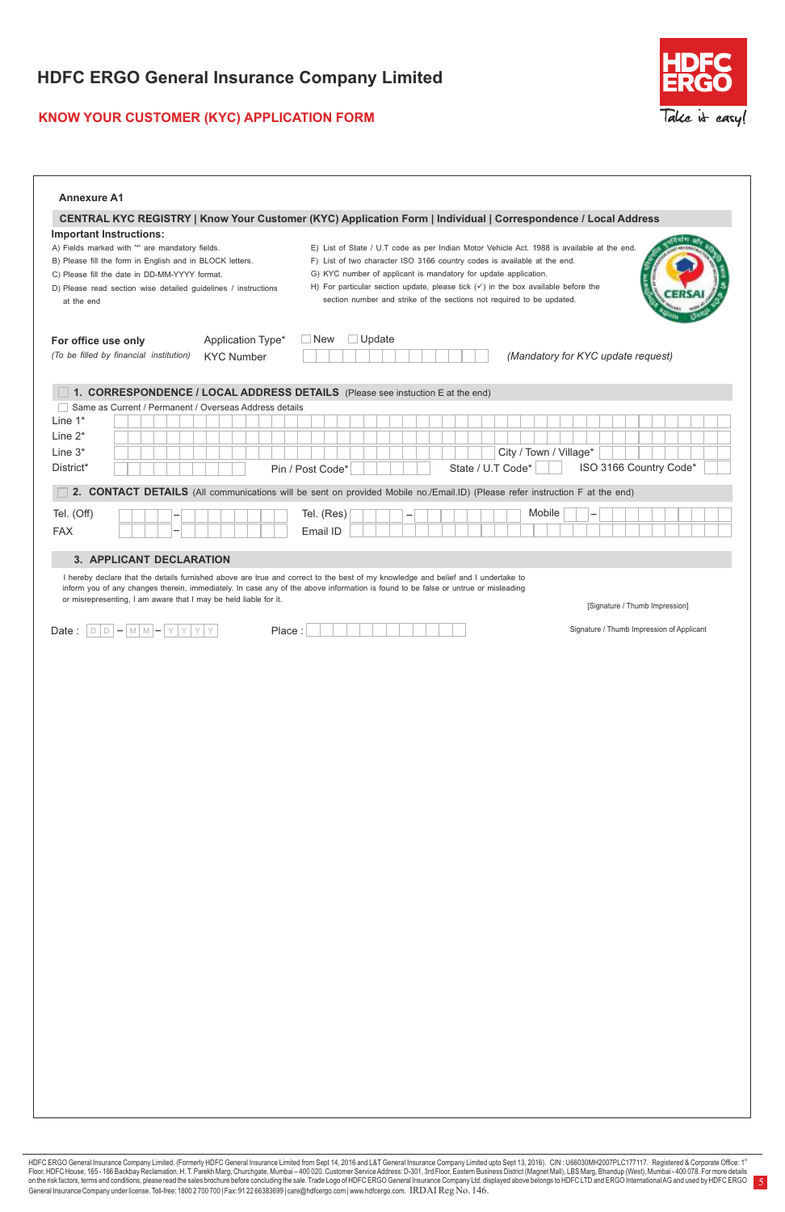# HDFC ERGO General Insurance Company Limited

## KNOW YOUR CUSTOMER (KYC) APPLICATION FORM

**Annexure A1**

**CENTRAL KYC REGISTRY | Know Your Customer (KYC) Application Form | Individual | Correspondence / Local Address**

**Important Instructions:**

A) Fields marked with '*' are mandatory fields.
B) Please fill the form in English and in BLOCK letters.
C) Please fill the date in DD-MM-YYYY format.
D) Please read section wise detailed guidelines / instructions at the end
E) List of State / U.T code as per Indian Motor Vehicle Act. 1988 is available at the end.
F) List of two character ISO 3166 country codes is available at the end.
G) KYC number of applicant is mandatory for update application.
H) For particular section update, please tick (✓) in the box available before the section number and strike of the sections not required to be updated.

**For office use only** Application Type* ☐ New ☐ Update
*(To be filled by financial institution)* KYC Number ____________ *(Mandatory for KYC update request)*

### ☐ 1. CORRESPONDENCE / LOCAL ADDRESS DETAILS (Please see instuction E at the end)

☐ Same as Current / Permanent / Overseas Address details

Line 1* ____________
Line 2* ____________
Line 3* ____________ City / Town / Village* ____________
District* ____________ Pin / Post Code* ____________ State / U.T Code* ____ ISO 3166 Country Code* ____

### ☐ 2. CONTACT DETAILS (All communications will be sent on provided Mobile no./Email.ID) (Please refer instruction F at the end)

Tel. (Off) ____ – ____________ Tel. (Res) ____ – ____________ Mobile ____ – ____________
FAX ____ – ____________ Email ID ____________

### 3. APPLICANT DECLARATION

I hereby declare that the details furnished above are true and correct to the best of my knowledge and belief and I undertake to inform you of any changes therein, immediately. In case any of the above information is found to be false or untrue or misleading or misrepresenting, I am aware that I may be held liable for it.

[Signature / Thumb Impression]

Date : D D – M M – Y Y Y Y Place : ____________

Signature / Thumb Impression of Applicant

HDFC ERGO General Insurance Company Limited. (Formerly HDFC General Insurance Limited from Sept 14, 2016 and L&T General Insurance Company Limited upto Sept 13, 2016). CIN : U66030MH2007PLC177117. Registered & Corporate Office: 1st Floor, HDFC House, 165 - 166 Backbay Reclamation, H. T. Parekh Marg, Churchgate, Mumbai – 400 020. Customer Service Address: D-301, 3rd Floor, Eastern Business District (Magnet Mall), LBS Marg, Bhandup (West), Mumbai - 400 078. For more details on the risk factors, terms and conditions, please read the sales brochure before concluding the sale. Trade Logo of HDFC ERGO General Insurance Company Ltd. displayed above belongs to HDFC LTD and ERGO International AG and used by HDFC ERGO General Insurance Company under license. Toll-free: 1800 2 700 700 | Fax: 91 22 66383699 | care@hdfcergo.com | www.hdfcergo.com. IRDAI Reg No. 146.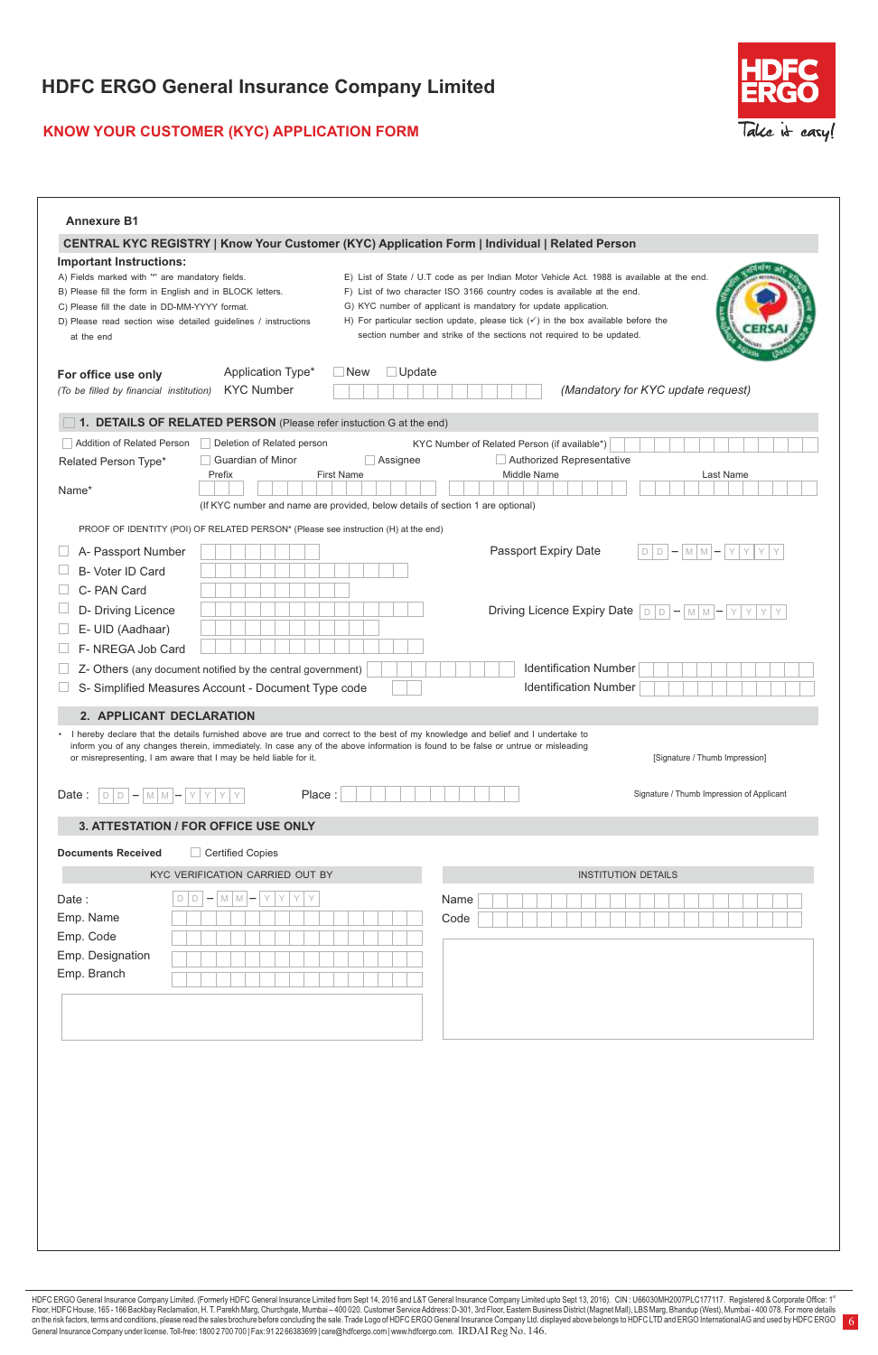# HDFC ERGO General Insurance Company Limited

## KNOW YOUR CUSTOMER (KYC) APPLICATION FORM

**Annexure B1**

**CENTRAL KYC REGISTRY | Know Your Customer (KYC) Application Form | Individual | Related Person**

**Important Instructions:**

A) Fields marked with "*" are mandatory fields.
B) Please fill the form in English and in BLOCK letters.
C) Please fill the date in DD-MM-YYYY format.
D) Please read section wise detailed guidelines / instructions at the end
E) List of State / U.T code as per Indian Motor Vehicle Act. 1988 is available at the end.
F) List of two character ISO 3166 country codes is available at the end.
G) KYC number of applicant is mandatory for update application.
H) For particular section update, please tick (✓) in the box available before the section number and strike of the sections not required to be updated.

**For office use only**
*(To be filled by financial institution)*

Application Type* ☐ New ☐ Update

KYC Number ____________ *(Mandatory for KYC update request)*

### ☐ 1. DETAILS OF RELATED PERSON (Please refer instruction G at the end)

☐ Addition of Related Person ☐ Deletion of Related person KYC Number of Related Person (if available*) ____________

Related Person Type* ☐ Guardian of Minor ☐ Assignee ☐ Authorized Representative

Name* Prefix ____ First Name ____________ Middle Name ____________ Last Name ____________

(If KYC number and name are provided, below details of section 1 are optional)

PROOF OF IDENTITY (POI) OF RELATED PERSON* (Please see instruction (H) at the end)

☐ A- Passport Number ____________ Passport Expiry Date D D – M M – Y Y Y Y
☐ B- Voter ID Card ____________
☐ C- PAN Card ____________
☐ D- Driving Licence ____________ Driving Licence Expiry Date D D – M M – Y Y Y Y
☐ E- UID (Aadhaar) ____________
☐ F- NREGA Job Card ____________
☐ Z- Others (any document notified by the central government) ____________ Identification Number ____________
☐ S- Simplified Measures Account - Document Type code ____ Identification Number ____________

### 2. APPLICANT DECLARATION

- I hereby declare that the details furnished above are true and correct to the best of my knowledge and belief and I undertake to inform you of any changes therein, immediately. In case any of the above information is found to be false or untrue or misleading or misrepresenting, I am aware that I may be held liable for it.

[Signature / Thumb Impression]

Date : D D – M M – Y Y Y Y Place : ____________

Signature / Thumb Impression of Applicant

### 3. ATTESTATION / FOR OFFICE USE ONLY

**Documents Received** ☐ Certified Copies

| KYC VERIFICATION CARRIED OUT BY | INSTITUTION DETAILS |
|---|---|
| Date : D D – M M – Y Y Y Y | Name ____________ |
| Emp. Name ____________ | Code ____________ |
| Emp. Code ____________ | |
| Emp. Designation ____________ | |
| Emp. Branch ____________ | |

HDFC ERGO General Insurance Company Limited. (Formerly HDFC General Insurance Limited from Sept 14, 2016 and L&T General Insurance Company Limited upto Sept 13, 2016). CIN : U66030MH2007PLC177117. Registered & Corporate Office: 1st Floor, HDFC House, 165 - 166 Backbay Reclamation, H. T. Parekh Marg, Churchgate, Mumbai – 400 020. Customer Service Address: D-301, 3rd Floor, Eastern Business District (Magnet Mall), LBS Marg, Bhandup (West), Mumbai - 400 078. For more details on the risk factors, terms and conditions, please read the sales brochure before concluding the sale. Trade Logo of HDFC ERGO General Insurance Company Ltd. displayed above belongs to HDFC LTD and ERGO International AG and used by HDFC ERGO General Insurance Company under license. Toll-free: 1800 2 700 700 | Fax: 91 22 66383699 | care@hdfcergo.com | www.hdfcergo.com. IRDAI Reg No. 146.